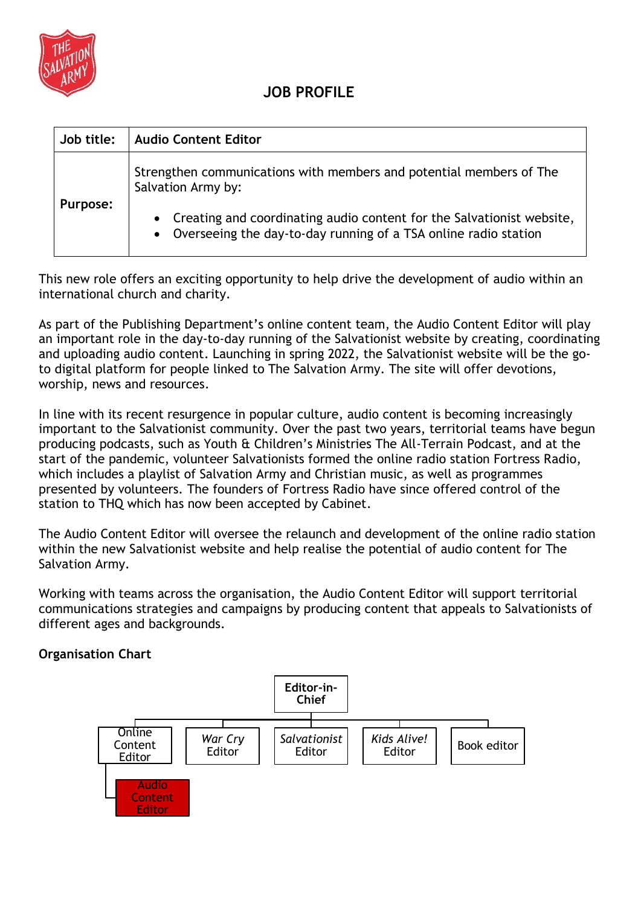# JOB PROFILE

| Job title: | **Audio Content Editor** |
|---|---|
| **Purpose:** | Strengthen communications with members and potential members of The Salvation Army by:<br>• Creating and coordinating audio content for the Salvationist website,<br>• Overseeing the day-to-day running of a TSA online radio station |

This new role offers an exciting opportunity to help drive the development of audio within an international church and charity.

As part of the Publishing Department's online content team, the Audio Content Editor will play an important role in the day-to-day running of the Salvationist website by creating, coordinating and uploading audio content. Launching in spring 2022, the Salvationist website will be the go-to digital platform for people linked to The Salvation Army. The site will offer devotions, worship, news and resources.

In line with its recent resurgence in popular culture, audio content is becoming increasingly important to the Salvationist community. Over the past two years, territorial teams have begun producing podcasts, such as Youth & Children's Ministries The All-Terrain Podcast, and at the start of the pandemic, volunteer Salvationists formed the online radio station Fortress Radio, which includes a playlist of Salvation Army and Christian music, as well as programmes presented by volunteers. The founders of Fortress Radio have since offered control of the station to THQ which has now been accepted by Cabinet.

The Audio Content Editor will oversee the relaunch and development of the online radio station within the new Salvationist website and help realise the potential of audio content for The Salvation Army.

Working with teams across the organisation, the Audio Content Editor will support territorial communications strategies and campaigns by producing content that appeals to Salvationists of different ages and backgrounds.

**Organisation Chart**

- Editor-in-Chief
  - Online Content Editor
    - Audio Content Editor
  - *War Cry* Editor
  - *Salvationist* Editor
  - *Kids Alive!* Editor
  - Book editor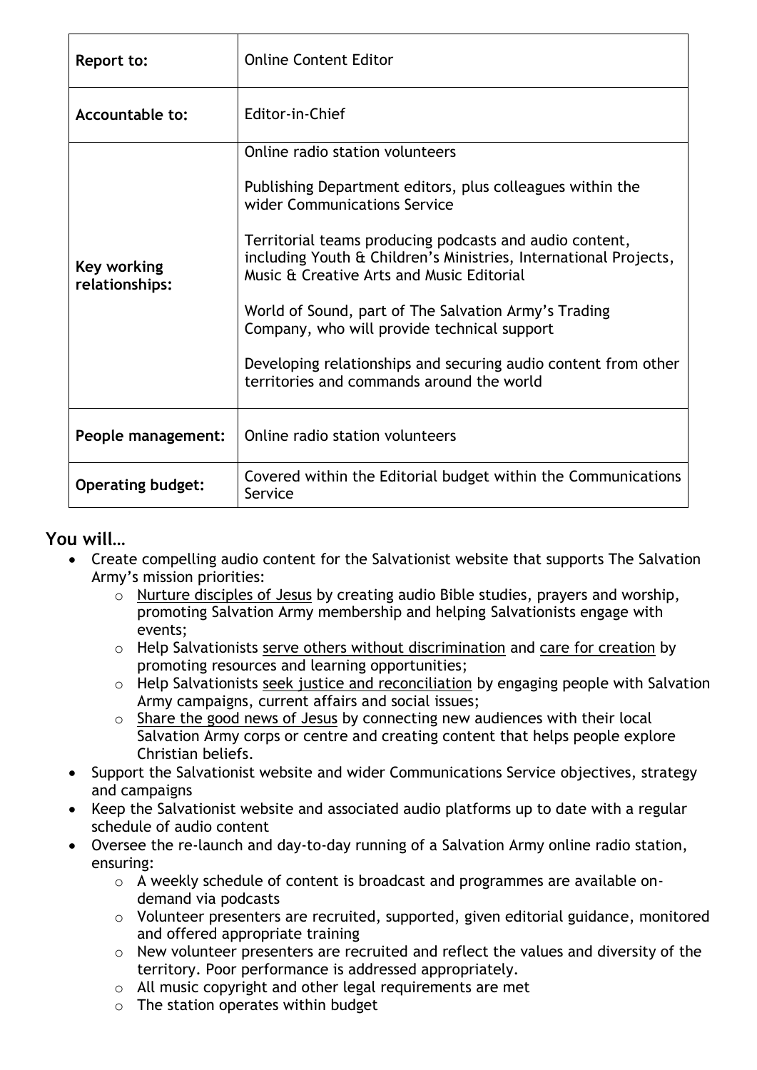| | |
|---|---|
| **Report to:** | Online Content Editor |
| **Accountable to:** | Editor-in-Chief |
| **Key working relationships:** | Online radio station volunteers<br><br>Publishing Department editors, plus colleagues within the wider Communications Service<br><br>Territorial teams producing podcasts and audio content, including Youth & Children's Ministries, International Projects, Music & Creative Arts and Music Editorial<br><br>World of Sound, part of The Salvation Army's Trading Company, who will provide technical support<br><br>Developing relationships and securing audio content from other territories and commands around the world |
| **People management:** | Online radio station volunteers |
| **Operating budget:** | Covered within the Editorial budget within the Communications Service |

## You will…

- Create compelling audio content for the Salvationist website that supports The Salvation Army's mission priorities:
  - Nurture disciples of Jesus by creating audio Bible studies, prayers and worship, promoting Salvation Army membership and helping Salvationists engage with events;
  - Help Salvationists serve others without discrimination and care for creation by promoting resources and learning opportunities;
  - Help Salvationists seek justice and reconciliation by engaging people with Salvation Army campaigns, current affairs and social issues;
  - Share the good news of Jesus by connecting new audiences with their local Salvation Army corps or centre and creating content that helps people explore Christian beliefs.
- Support the Salvationist website and wider Communications Service objectives, strategy and campaigns
- Keep the Salvationist website and associated audio platforms up to date with a regular schedule of audio content
- Oversee the re-launch and day-to-day running of a Salvation Army online radio station, ensuring:
  - A weekly schedule of content is broadcast and programmes are available on-demand via podcasts
  - Volunteer presenters are recruited, supported, given editorial guidance, monitored and offered appropriate training
  - New volunteer presenters are recruited and reflect the values and diversity of the territory. Poor performance is addressed appropriately.
  - All music copyright and other legal requirements are met
  - The station operates within budget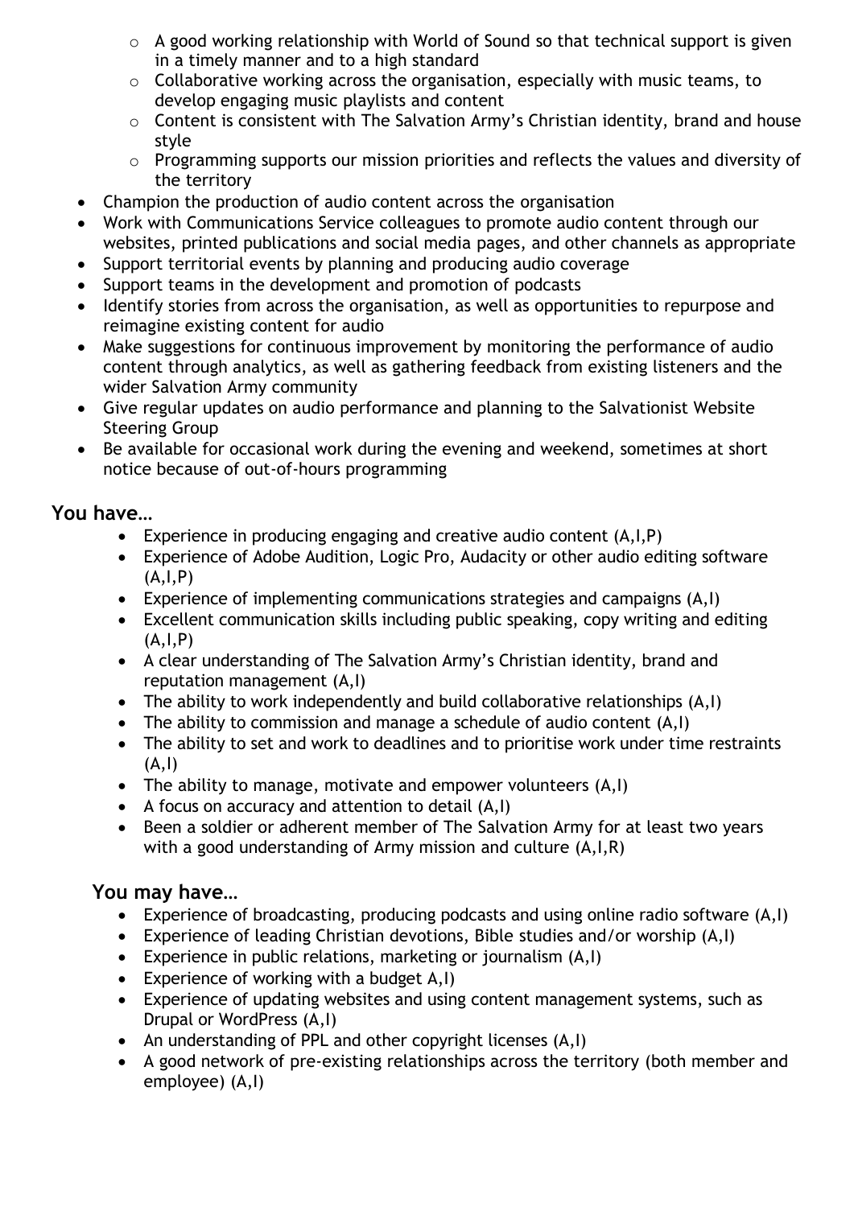- A good working relationship with World of Sound so that technical support is given in a timely manner and to a high standard
    - Collaborative working across the organisation, especially with music teams, to develop engaging music playlists and content
    - Content is consistent with The Salvation Army's Christian identity, brand and house style
    - Programming supports our mission priorities and reflects the values and diversity of the territory
- Champion the production of audio content across the organisation
- Work with Communications Service colleagues to promote audio content through our websites, printed publications and social media pages, and other channels as appropriate
- Support territorial events by planning and producing audio coverage
- Support teams in the development and promotion of podcasts
- Identify stories from across the organisation, as well as opportunities to repurpose and reimagine existing content for audio
- Make suggestions for continuous improvement by monitoring the performance of audio content through analytics, as well as gathering feedback from existing listeners and the wider Salvation Army community
- Give regular updates on audio performance and planning to the Salvationist Website Steering Group
- Be available for occasional work during the evening and weekend, sometimes at short notice because of out-of-hours programming

## You have…

- Experience in producing engaging and creative audio content (A,I,P)
- Experience of Adobe Audition, Logic Pro, Audacity or other audio editing software (A,I,P)
- Experience of implementing communications strategies and campaigns (A,I)
- Excellent communication skills including public speaking, copy writing and editing (A,I,P)
- A clear understanding of The Salvation Army's Christian identity, brand and reputation management (A,I)
- The ability to work independently and build collaborative relationships (A,I)
- The ability to commission and manage a schedule of audio content (A,I)
- The ability to set and work to deadlines and to prioritise work under time restraints (A,I)
- The ability to manage, motivate and empower volunteers (A,I)
- A focus on accuracy and attention to detail (A,I)
- Been a soldier or adherent member of The Salvation Army for at least two years with a good understanding of Army mission and culture (A,I,R)

## You may have…

- Experience of broadcasting, producing podcasts and using online radio software (A,I)
- Experience of leading Christian devotions, Bible studies and/or worship (A,I)
- Experience in public relations, marketing or journalism (A,I)
- Experience of working with a budget A,I)
- Experience of updating websites and using content management systems, such as Drupal or WordPress (A,I)
- An understanding of PPL and other copyright licenses (A,I)
- A good network of pre-existing relationships across the territory (both member and employee) (A,I)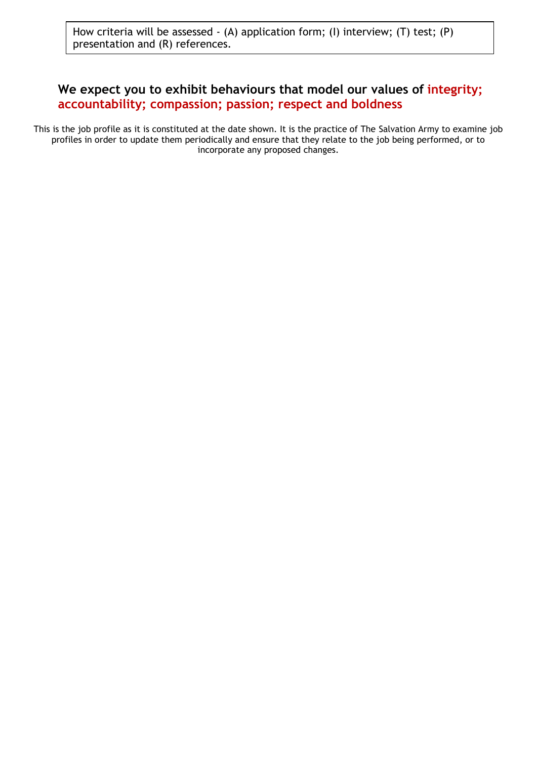How criteria will be assessed - (A) application form; (I) interview; (T) test; (P) presentation and (R) references.

## We expect you to exhibit behaviours that model our values of integrity; accountability; compassion; passion; respect and boldness

This is the job profile as it is constituted at the date shown. It is the practice of The Salvation Army to examine job profiles in order to update them periodically and ensure that they relate to the job being performed, or to incorporate any proposed changes.